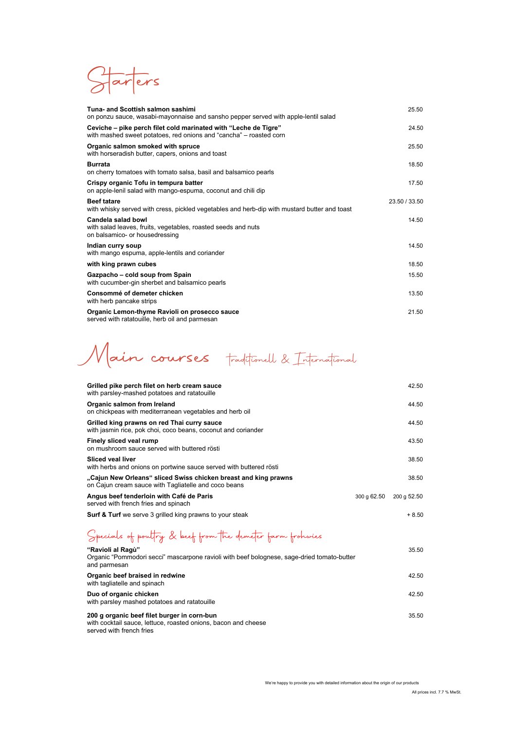# Starters

**Tuna- and Scottish salmon sashimi** — 25.50
on ponzu sauce, wasabi-mayonnaise and sansho pepper served with apple-lentil salad

**Ceviche – pike perch filet cold marinated with "Leche de Tigre"** — 24.50
with mashed sweet potatoes, red onions and "cancha" – roasted corn

**Organic salmon smoked with spruce** — 25.50
with horseradish butter, capers, onions and toast

**Burrata** — 18.50
on cherry tomatoes with tomato salsa, basil and balsamico pearls

**Crispy organic Tofu in tempura batter** — 17.50
on apple-lenil salad with mango-espuma, coconut and chili dip

**Beef tatare** — 23.50 / 33.50
with whisky served with cress, pickled vegetables and herb-dip with mustard butter and toast

**Candela salad bowl** — 14.50
with salad leaves, fruits, vegetables, roasted seeds and nuts
on balsamico- or housedressing

**Indian curry soup** — 14.50
with mango espuma, apple-lentils and coriander

**with king prawn cubes** — 18.50

**Gazpacho – cold soup from Spain** — 15.50
with cucumber-gin sherbet and balsamico pearls

**Consommé of demeter chicken** — 13.50
with herb pancake strips

**Organic Lemon-thyme Ravioli on prosecco sauce** — 21.50
served with ratatouille, herb oil and parmesan

# Main courses traditionell & International

**Grilled pike perch filet on herb cream sauce** — 42.50
with parsley-mashed potatoes and ratatouille

**Organic salmon from Ireland** — 44.50
on chickpeas with mediterranean vegetables and herb oil

**Grilled king prawns on red Thai curry sauce** — 44.50
with jasmin rice, pok choi, coco beans, coconut and coriander

**Finely sliced veal rump** — 43.50
on mushroom sauce served with buttered rösti

**Sliced veal liver** — 38.50
with herbs and onions on portwine sauce served with buttered rösti

**„Cajun New Orleans" sliced Swiss chicken breast and king prawns** — 38.50
on Cajun cream sauce with Tagliatelle and coco beans

**Angus beef tenderloin with Café de Paris** — 300 g 62.50 / 200 g 52.50
served with french fries and spinach

**Surf & Turf** we serve 3 grilled king prawns to your steak — + 8.50

## Specials of poultry & beef from the demeter farm frohwies

**"Ravioli al Ragù"** — 35.50
Organic "Pommodori secci" mascarpone ravioli with beef bolognese, sage-dried tomato-butter and parmesan

**Organic beef braised in redwine** — 42.50
with tagliatelle and spinach

**Duo of organic chicken** — 42.50
with parsley mashed potatoes and ratatouille

**200 g organic beef filet burger in corn-bun** — 35.50
with cocktail sauce, lettuce, roasted onions, bacon and cheese
served with french fries

We're happy to provide you with detailed information about the origin of our products

All prices incl. 7.7 % MwSt.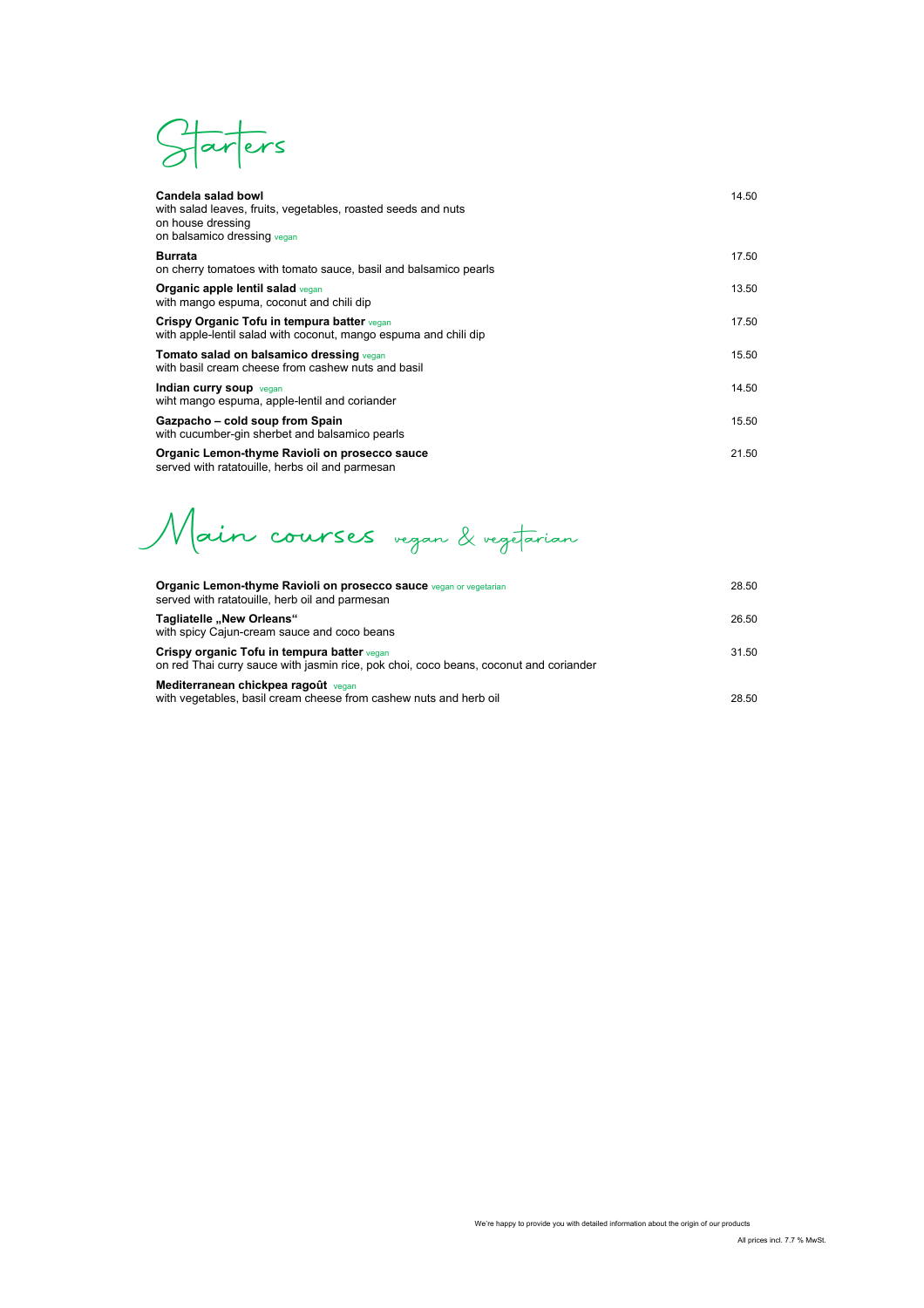# Starters

**Candela salad bowl** 14.50
with salad leaves, fruits, vegetables, roasted seeds and nuts
on house dressing
on balsamico dressing vegan

**Burrata** 17.50
on cherry tomatoes with tomato sauce, basil and balsamico pearls

**Organic apple lentil salad** vegan 13.50
with mango espuma, coconut and chili dip

**Crispy Organic Tofu in tempura batter** vegan 17.50
with apple-lentil salad with coconut, mango espuma and chili dip

**Tomato salad on balsamico dressing** vegan 15.50
with basil cream cheese from cashew nuts and basil

**Indian curry soup** vegan 14.50
wiht mango espuma, apple-lentil and coriander

**Gazpacho – cold soup from Spain** 15.50
with cucumber-gin sherbet and balsamico pearls

**Organic Lemon-thyme Ravioli on prosecco sauce** 21.50
served with ratatouille, herbs oil and parmesan

# Main courses vegan & vegetarian

**Organic Lemon-thyme Ravioli on prosecco sauce** vegan or vegetarian 28.50
served with ratatouille, herb oil and parmesan

**Tagliatelle „New Orleans“** 26.50
with spicy Cajun-cream sauce and coco beans

**Crispy organic Tofu in tempura batter** vegan 31.50
on red Thai curry sauce with jasmin rice, pok choi, coco beans, coconut and coriander

**Mediterranean chickpea ragoût** vegan 28.50
with vegetables, basil cream cheese from cashew nuts and herb oil

We're happy to provide you with detailed information about the origin of our products

All prices incl. 7.7 % MwSt.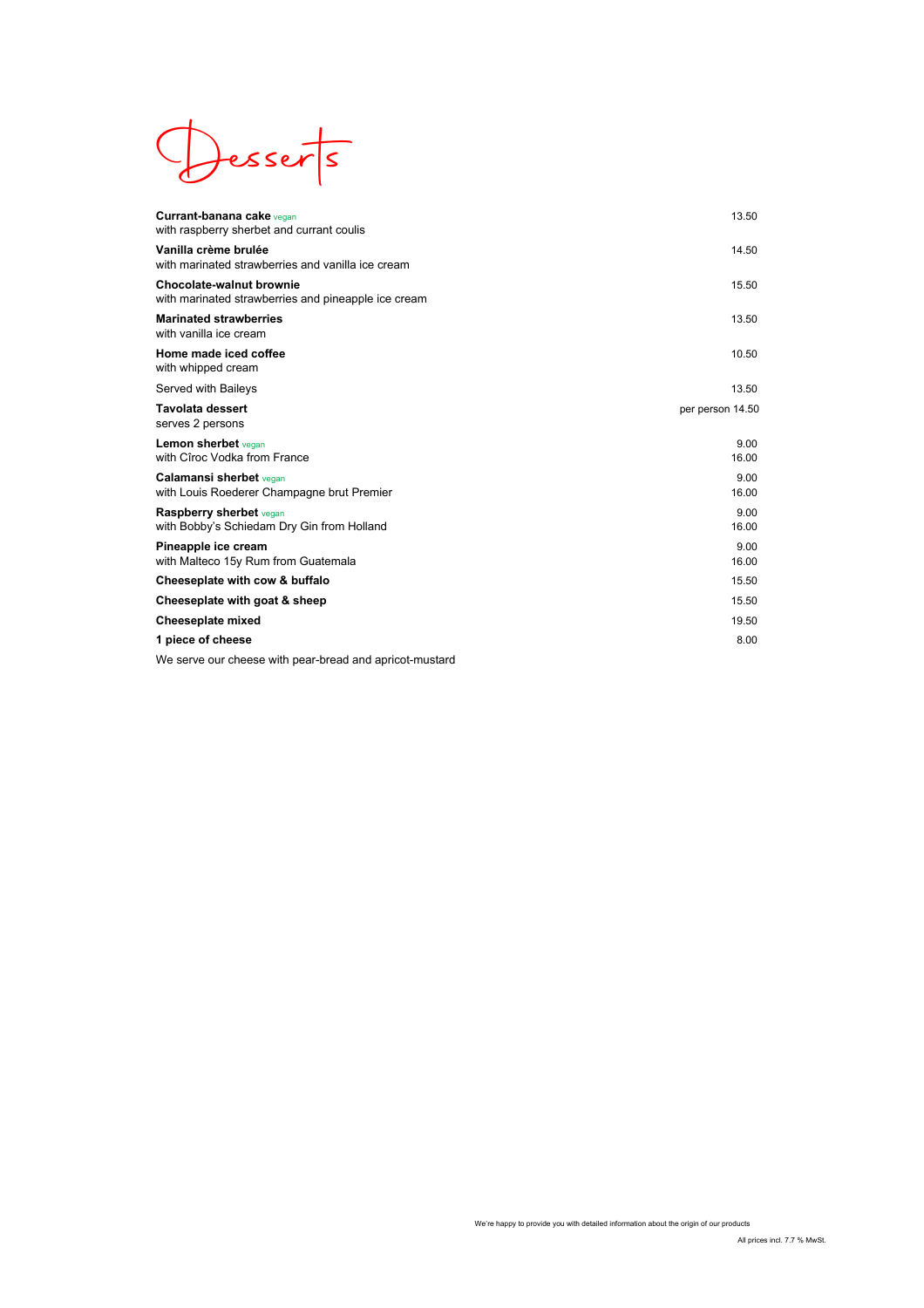# Desserts

| | |
|---|---|
| **Currant-banana cake** vegan<br>with raspberry sherbet and currant coulis | 13.50 |
| **Vanilla crème brulée**<br>with marinated strawberries and vanilla ice cream | 14.50 |
| **Chocolate-walnut brownie**<br>with marinated strawberries and pineapple ice cream | 15.50 |
| **Marinated strawberries**<br>with vanilla ice cream | 13.50 |
| **Home made iced coffee**<br>with whipped cream | 10.50 |
| Served with Baileys | 13.50 |
| **Tavolata dessert**<br>serves 2 persons | per person 14.50 |
| **Lemon sherbet** vegan<br>with Cîroc Vodka from France | 9.00<br>16.00 |
| **Calamansi sherbet** vegan<br>with Louis Roederer Champagne brut Premier | 9.00<br>16.00 |
| **Raspberry sherbet** vegan<br>with Bobby's Schiedam Dry Gin from Holland | 9.00<br>16.00 |
| **Pineapple ice cream**<br>with Malteco 15y Rum from Guatemala | 9.00<br>16.00 |
| **Cheeseplate with cow & buffalo** | 15.50 |
| **Cheeseplate with goat & sheep** | 15.50 |
| **Cheeseplate mixed** | 19.50 |
| **1 piece of cheese** | 8.00 |

We serve our cheese with pear-bread and apricot-mustard

We're happy to provide you with detailed information about the origin of our products

All prices incl. 7.7 % MwSt.